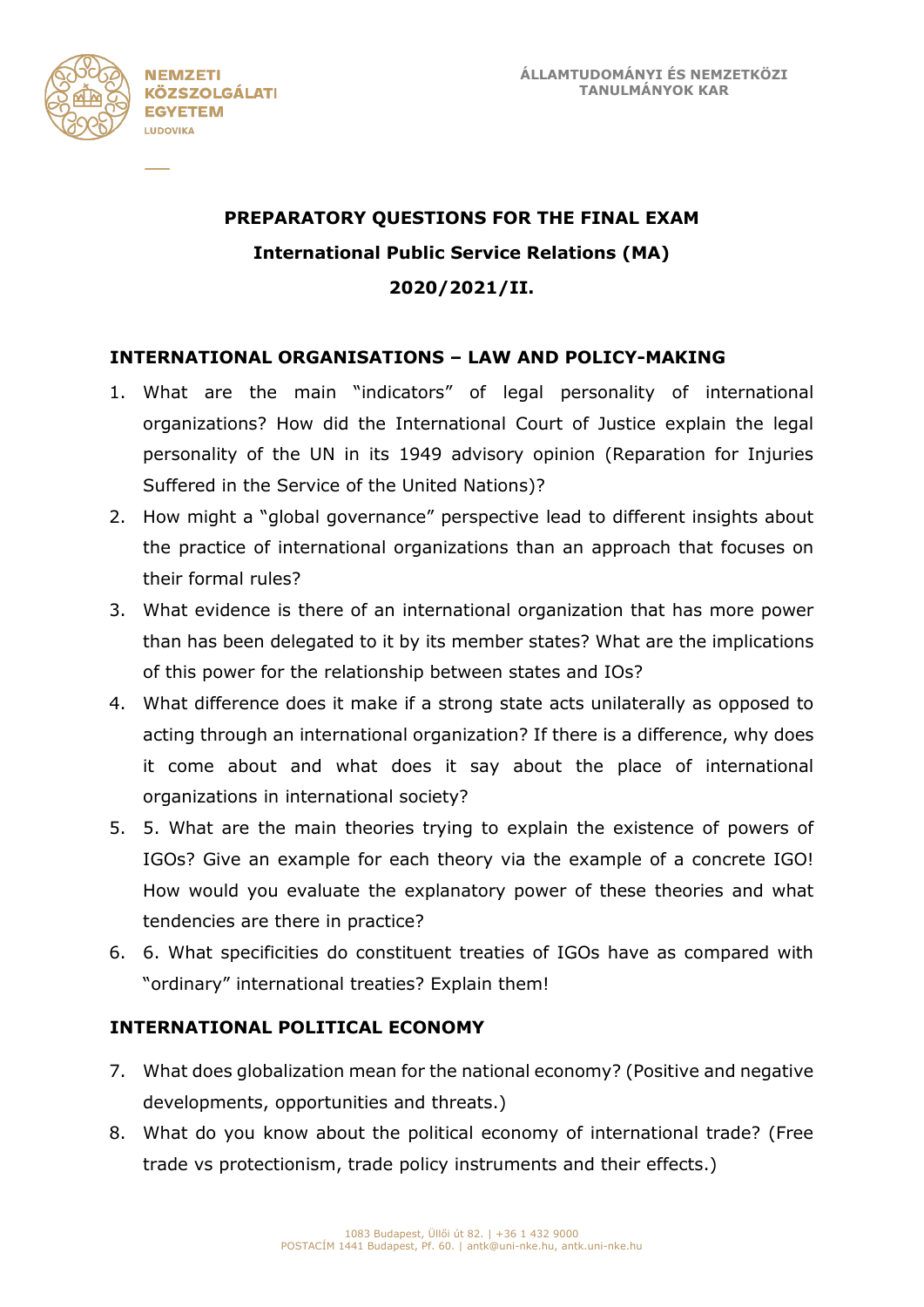NEMZETI KÖZSZOLGÁLATI EGYETEM
LUDOVIKA

ÁLLAMTUDOMÁNYI ÉS NEMZETKÖZI TANULMÁNYOK KAR

# PREPARATORY QUESTIONS FOR THE FINAL EXAM

## International Public Service Relations (MA)

## 2020/2021/II.

### INTERNATIONAL ORGANISATIONS – LAW AND POLICY-MAKING

1. What are the main "indicators" of legal personality of international organizations? How did the International Court of Justice explain the legal personality of the UN in its 1949 advisory opinion (Reparation for Injuries Suffered in the Service of the United Nations)?
2. How might a "global governance" perspective lead to different insights about the practice of international organizations than an approach that focuses on their formal rules?
3. What evidence is there of an international organization that has more power than has been delegated to it by its member states? What are the implications of this power for the relationship between states and IOs?
4. What difference does it make if a strong state acts unilaterally as opposed to acting through an international organization? If there is a difference, why does it come about and what does it say about the place of international organizations in international society?
5. 5. What are the main theories trying to explain the existence of powers of IGOs? Give an example for each theory via the example of a concrete IGO! How would you evaluate the explanatory power of these theories and what tendencies are there in practice?
6. 6. What specificities do constituent treaties of IGOs have as compared with "ordinary" international treaties? Explain them!

### INTERNATIONAL POLITICAL ECONOMY

7. What does globalization mean for the national economy? (Positive and negative developments, opportunities and threats.)
8. What do you know about the political economy of international trade? (Free trade vs protectionism, trade policy instruments and their effects.)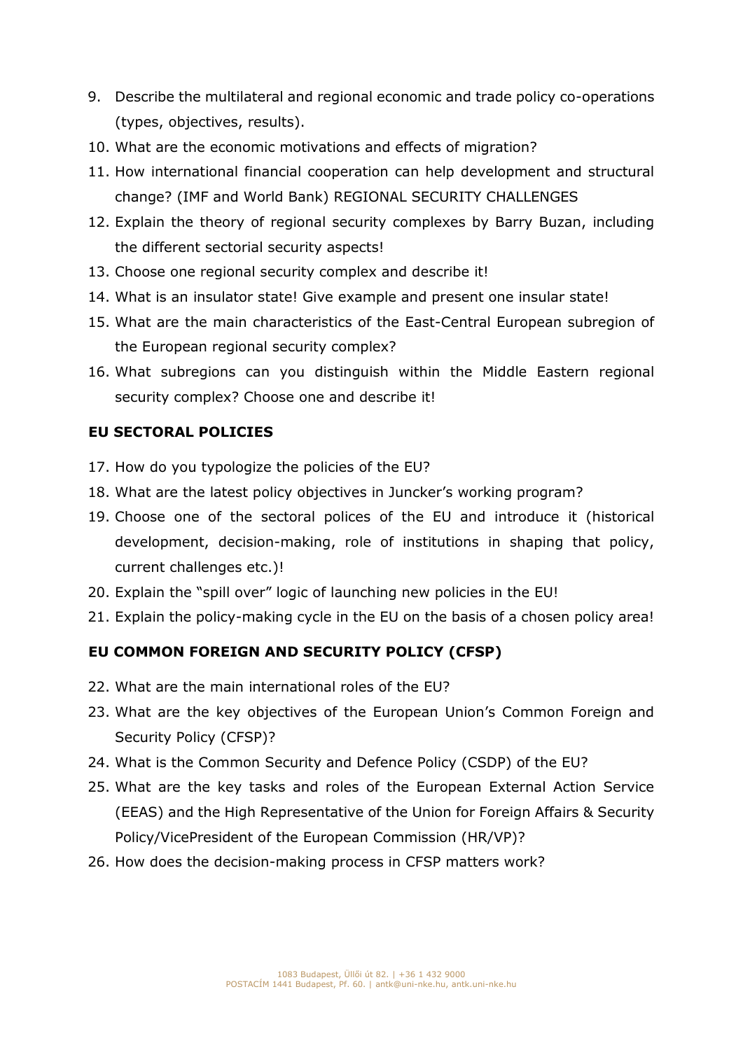9. Describe the multilateral and regional economic and trade policy co-operations (types, objectives, results).
10. What are the economic motivations and effects of migration?
11. How international financial cooperation can help development and structural change? (IMF and World Bank) REGIONAL SECURITY CHALLENGES
12. Explain the theory of regional security complexes by Barry Buzan, including the different sectorial security aspects!
13. Choose one regional security complex and describe it!
14. What is an insulator state! Give example and present one insular state!
15. What are the main characteristics of the East-Central European subregion of the European regional security complex?
16. What subregions can you distinguish within the Middle Eastern regional security complex? Choose one and describe it!

**EU SECTORAL POLICIES**

17. How do you typologize the policies of the EU?
18. What are the latest policy objectives in Juncker's working program?
19. Choose one of the sectoral polices of the EU and introduce it (historical development, decision-making, role of institutions in shaping that policy, current challenges etc.)!
20. Explain the "spill over" logic of launching new policies in the EU!
21. Explain the policy-making cycle in the EU on the basis of a chosen policy area!

**EU COMMON FOREIGN AND SECURITY POLICY (CFSP)**

22. What are the main international roles of the EU?
23. What are the key objectives of the European Union's Common Foreign and Security Policy (CFSP)?
24. What is the Common Security and Defence Policy (CSDP) of the EU?
25. What are the key tasks and roles of the European External Action Service (EEAS) and the High Representative of the Union for Foreign Affairs & Security Policy/VicePresident of the European Commission (HR/VP)?
26. How does the decision-making process in CFSP matters work?